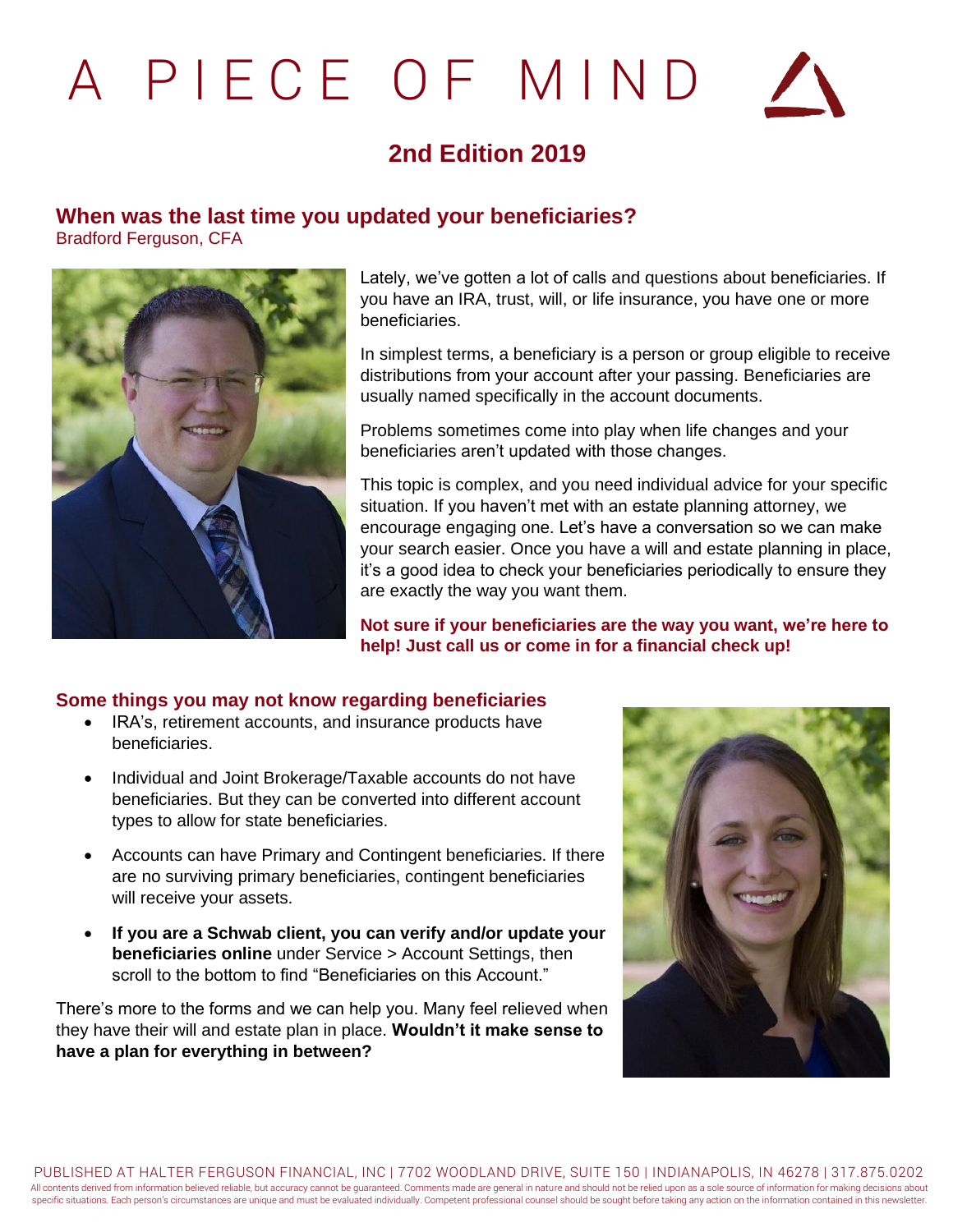# A PIECE OF MIND

## 2nd Edition 2019

### When was the last time you updated your beneficiaries?

Bradford Ferguson, CFA

Lately, we've gotten a lot of calls and questions about beneficiaries. If you have an IRA, trust, will, or life insurance, you have one or more beneficiaries.

In simplest terms, a beneficiary is a person or group eligible to receive distributions from your account after your passing. Beneficiaries are usually named specifically in the account documents.

Problems sometimes come into play when life changes and your beneficiaries aren't updated with those changes.

This topic is complex, and you need individual advice for your specific situation. If you haven't met with an estate planning attorney, we encourage engaging one. Let's have a conversation so we can make your search easier. Once you have a will and estate planning in place, it's a good idea to check your beneficiaries periodically to ensure they are exactly the way you want them.

**Not sure if your beneficiaries are the way you want, we're here to help! Just call us or come in for a financial check up!**

### Some things you may not know regarding beneficiaries

- IRA's, retirement accounts, and insurance products have beneficiaries.
- Individual and Joint Brokerage/Taxable accounts do not have beneficiaries. But they can be converted into different account types to allow for state beneficiaries.
- Accounts can have Primary and Contingent beneficiaries. If there are no surviving primary beneficiaries, contingent beneficiaries will receive your assets.
- **If you are a Schwab client, you can verify and/or update your beneficiaries online** under Service > Account Settings, then scroll to the bottom to find "Beneficiaries on this Account."

There's more to the forms and we can help you. Many feel relieved when they have their will and estate plan in place. **Wouldn't it make sense to have a plan for everything in between?**

PUBLISHED AT HALTER FERGUSON FINANCIAL, INC | 7702 WOODLAND DRIVE, SUITE 150 | INDIANAPOLIS, IN 46278 | 317.875.0202

All contents derived from information believed reliable, but accuracy cannot be guaranteed. Comments made are general in nature and should not be relied upon as a sole source of information for making decisions about specific situations. Each person's circumstances are unique and must be evaluated individually. Competent professional counsel should be sought before taking any action on the information contained in this newsletter.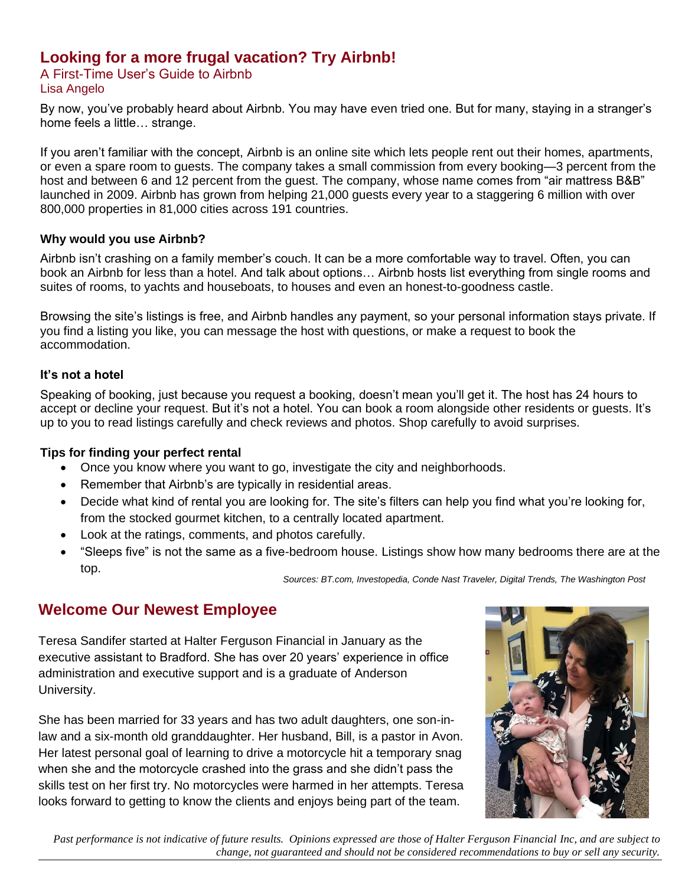## Looking for a more frugal vacation? Try Airbnb!

A First-Time User's Guide to Airbnb

Lisa Angelo

By now, you've probably heard about Airbnb. You may have even tried one. But for many, staying in a stranger's home feels a little… strange.

If you aren't familiar with the concept, Airbnb is an online site which lets people rent out their homes, apartments, or even a spare room to guests. The company takes a small commission from every booking—3 percent from the host and between 6 and 12 percent from the guest. The company, whose name comes from "air mattress B&B" launched in 2009. Airbnb has grown from helping 21,000 guests every year to a staggering 6 million with over 800,000 properties in 81,000 cities across 191 countries.

### Why would you use Airbnb?

Airbnb isn't crashing on a family member's couch. It can be a more comfortable way to travel. Often, you can book an Airbnb for less than a hotel. And talk about options… Airbnb hosts list everything from single rooms and suites of rooms, to yachts and houseboats, to houses and even an honest-to-goodness castle.

Browsing the site's listings is free, and Airbnb handles any payment, so your personal information stays private. If you find a listing you like, you can message the host with questions, or make a request to book the accommodation.

### It's not a hotel

Speaking of booking, just because you request a booking, doesn't mean you'll get it. The host has 24 hours to accept or decline your request. But it's not a hotel. You can book a room alongside other residents or guests. It's up to you to read listings carefully and check reviews and photos. Shop carefully to avoid surprises.

### Tips for finding your perfect rental

- Once you know where you want to go, investigate the city and neighborhoods.
- Remember that Airbnb's are typically in residential areas.
- Decide what kind of rental you are looking for. The site's filters can help you find what you're looking for, from the stocked gourmet kitchen, to a centrally located apartment.
- Look at the ratings, comments, and photos carefully.
- "Sleeps five" is not the same as a five-bedroom house. Listings show how many bedrooms there are at the top.

*Sources: BT.com, Investopedia, Conde Nast Traveler, Digital Trends, The Washington Post*

## Welcome Our Newest Employee

Teresa Sandifer started at Halter Ferguson Financial in January as the executive assistant to Bradford. She has over 20 years' experience in office administration and executive support and is a graduate of Anderson University.

She has been married for 33 years and has two adult daughters, one son-in-law and a six-month old granddaughter. Her husband, Bill, is a pastor in Avon. Her latest personal goal of learning to drive a motorcycle hit a temporary snag when she and the motorcycle crashed into the grass and she didn't pass the skills test on her first try. No motorcycles were harmed in her attempts. Teresa looks forward to getting to know the clients and enjoys being part of the team.

*Past performance is not indicative of future results. Opinions expressed are those of Halter Ferguson Financial Inc, and are subject to change, not guaranteed and should not be considered recommendations to buy or sell any security.*